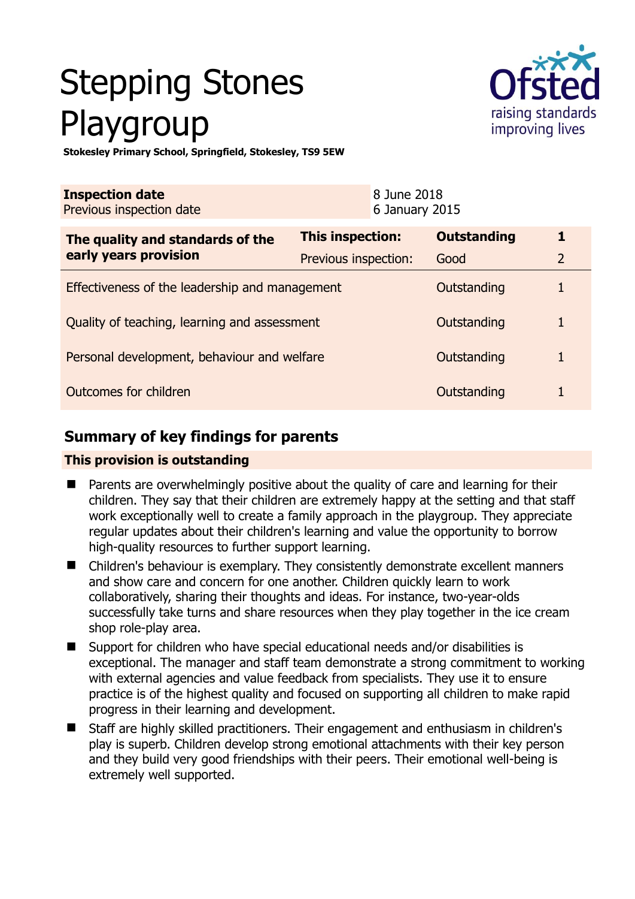# Stepping Stones Playgroup

**Stokesley Primary School, Springfield, Stokesley, TS9 5EW**

| **Inspection date** | 8 June 2018 |
|---|---|
| Previous inspection date | 6 January 2015 |

| **The quality and standards of the early years provision** | **This inspection:** | **Outstanding** | **1** |
|---|---|---|---|
| | Previous inspection: | Good | 2 |
| Effectiveness of the leadership and management | | Outstanding | 1 |
| Quality of teaching, learning and assessment | | Outstanding | 1 |
| Personal development, behaviour and welfare | | Outstanding | 1 |
| Outcomes for children | | Outstanding | 1 |

## Summary of key findings for parents

**This provision is outstanding**

- Parents are overwhelmingly positive about the quality of care and learning for their children. They say that their children are extremely happy at the setting and that staff work exceptionally well to create a family approach in the playgroup. They appreciate regular updates about their children's learning and value the opportunity to borrow high-quality resources to further support learning.
- Children's behaviour is exemplary. They consistently demonstrate excellent manners and show care and concern for one another. Children quickly learn to work collaboratively, sharing their thoughts and ideas. For instance, two-year-olds successfully take turns and share resources when they play together in the ice cream shop role-play area.
- Support for children who have special educational needs and/or disabilities is exceptional. The manager and staff team demonstrate a strong commitment to working with external agencies and value feedback from specialists. They use it to ensure practice is of the highest quality and focused on supporting all children to make rapid progress in their learning and development.
- Staff are highly skilled practitioners. Their engagement and enthusiasm in children's play is superb. Children develop strong emotional attachments with their key person and they build very good friendships with their peers. Their emotional well-being is extremely well supported.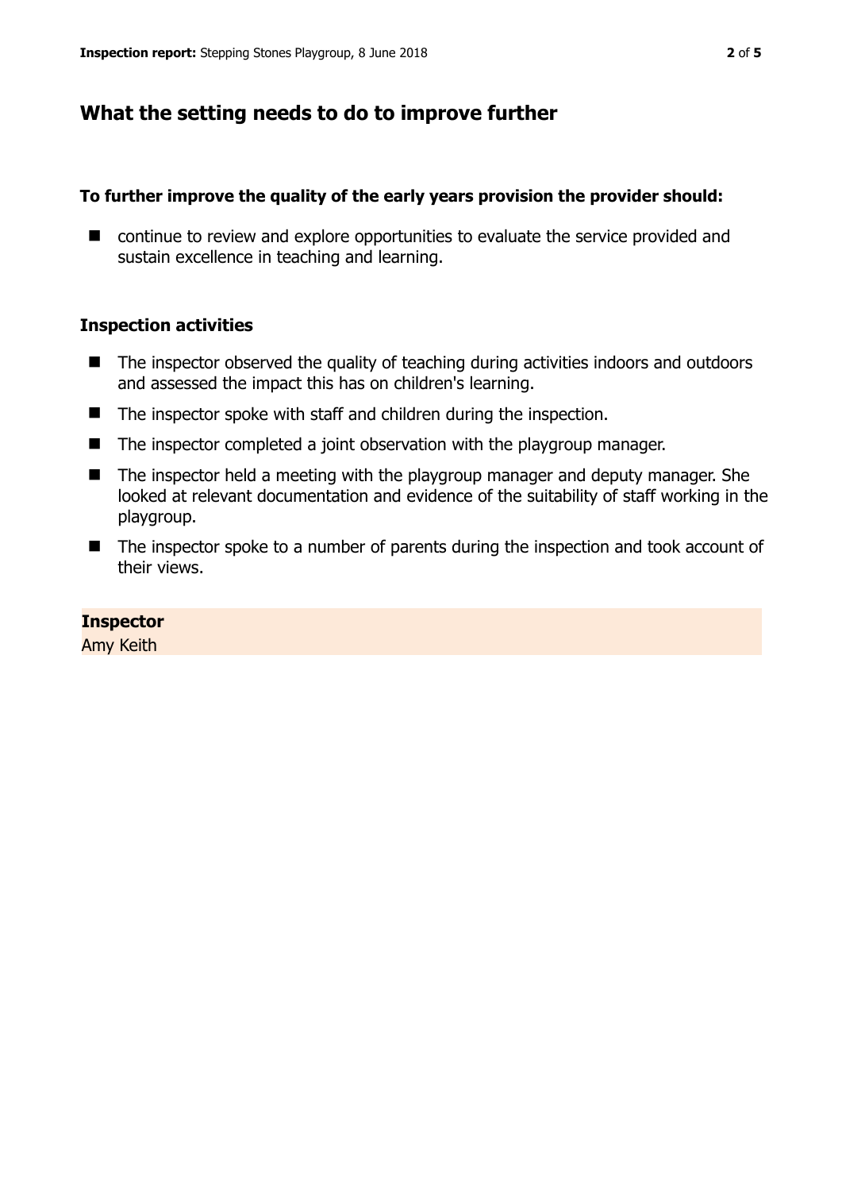## What the setting needs to do to improve further

### To further improve the quality of the early years provision the provider should:

- continue to review and explore opportunities to evaluate the service provided and sustain excellence in teaching and learning.

### Inspection activities

- The inspector observed the quality of teaching during activities indoors and outdoors and assessed the impact this has on children's learning.
- The inspector spoke with staff and children during the inspection.
- The inspector completed a joint observation with the playgroup manager.
- The inspector held a meeting with the playgroup manager and deputy manager. She looked at relevant documentation and evidence of the suitability of staff working in the playgroup.
- The inspector spoke to a number of parents during the inspection and took account of their views.

**Inspector**
Amy Keith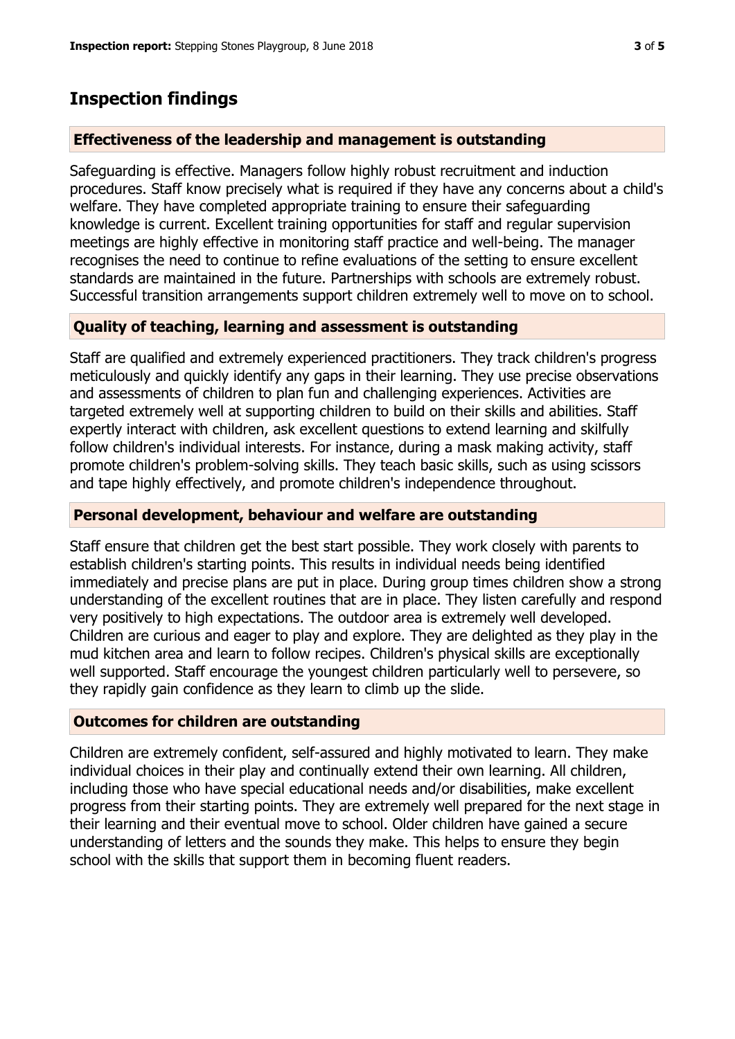## Inspection findings

### Effectiveness of the leadership and management is outstanding

Safeguarding is effective. Managers follow highly robust recruitment and induction procedures. Staff know precisely what is required if they have any concerns about a child's welfare. They have completed appropriate training to ensure their safeguarding knowledge is current. Excellent training opportunities for staff and regular supervision meetings are highly effective in monitoring staff practice and well-being. The manager recognises the need to continue to refine evaluations of the setting to ensure excellent standards are maintained in the future. Partnerships with schools are extremely robust. Successful transition arrangements support children extremely well to move on to school.

### Quality of teaching, learning and assessment is outstanding

Staff are qualified and extremely experienced practitioners. They track children's progress meticulously and quickly identify any gaps in their learning. They use precise observations and assessments of children to plan fun and challenging experiences. Activities are targeted extremely well at supporting children to build on their skills and abilities. Staff expertly interact with children, ask excellent questions to extend learning and skilfully follow children's individual interests. For instance, during a mask making activity, staff promote children's problem-solving skills. They teach basic skills, such as using scissors and tape highly effectively, and promote children's independence throughout.

### Personal development, behaviour and welfare are outstanding

Staff ensure that children get the best start possible. They work closely with parents to establish children's starting points. This results in individual needs being identified immediately and precise plans are put in place. During group times children show a strong understanding of the excellent routines that are in place. They listen carefully and respond very positively to high expectations. The outdoor area is extremely well developed. Children are curious and eager to play and explore. They are delighted as they play in the mud kitchen area and learn to follow recipes. Children's physical skills are exceptionally well supported. Staff encourage the youngest children particularly well to persevere, so they rapidly gain confidence as they learn to climb up the slide.

### Outcomes for children are outstanding

Children are extremely confident, self-assured and highly motivated to learn. They make individual choices in their play and continually extend their own learning. All children, including those who have special educational needs and/or disabilities, make excellent progress from their starting points. They are extremely well prepared for the next stage in their learning and their eventual move to school. Older children have gained a secure understanding of letters and the sounds they make. This helps to ensure they begin school with the skills that support them in becoming fluent readers.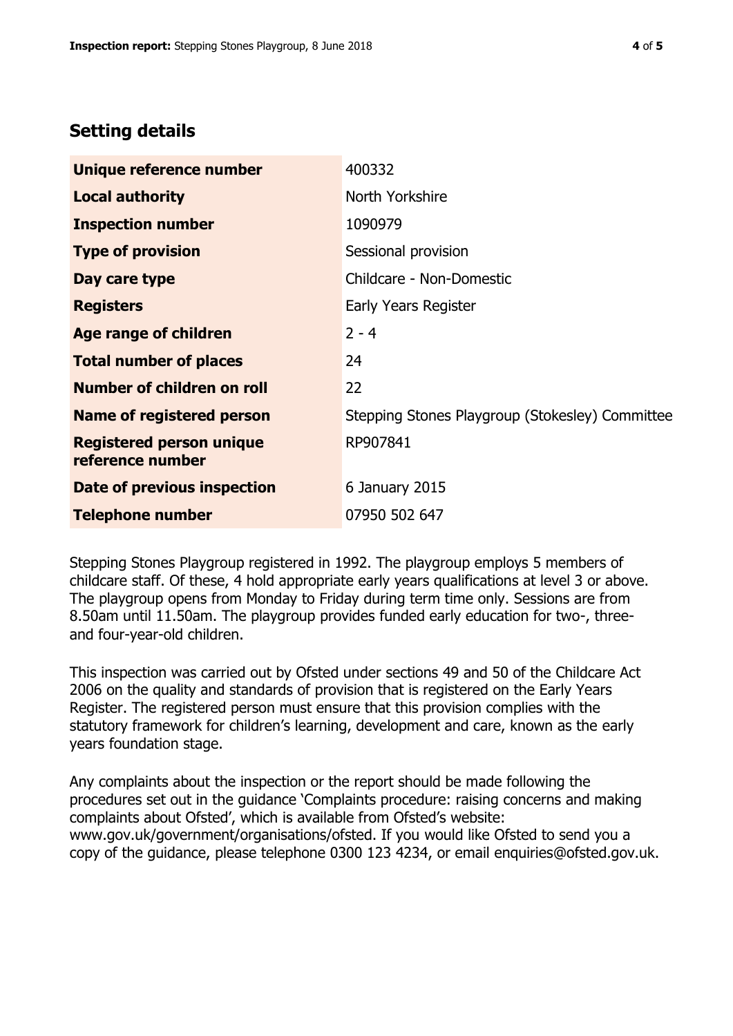## Setting details

| | |
|---|---|
| **Unique reference number** | 400332 |
| **Local authority** | North Yorkshire |
| **Inspection number** | 1090979 |
| **Type of provision** | Sessional provision |
| **Day care type** | Childcare - Non-Domestic |
| **Registers** | Early Years Register |
| **Age range of children** | 2 - 4 |
| **Total number of places** | 24 |
| **Number of children on roll** | 22 |
| **Name of registered person** | Stepping Stones Playgroup (Stokesley) Committee |
| **Registered person unique reference number** | RP907841 |
| **Date of previous inspection** | 6 January 2015 |
| **Telephone number** | 07950 502 647 |

Stepping Stones Playgroup registered in 1992. The playgroup employs 5 members of childcare staff. Of these, 4 hold appropriate early years qualifications at level 3 or above. The playgroup opens from Monday to Friday during term time only. Sessions are from 8.50am until 11.50am. The playgroup provides funded early education for two-, three- and four-year-old children.

This inspection was carried out by Ofsted under sections 49 and 50 of the Childcare Act 2006 on the quality and standards of provision that is registered on the Early Years Register. The registered person must ensure that this provision complies with the statutory framework for children's learning, development and care, known as the early years foundation stage.

Any complaints about the inspection or the report should be made following the procedures set out in the guidance 'Complaints procedure: raising concerns and making complaints about Ofsted', which is available from Ofsted's website: www.gov.uk/government/organisations/ofsted. If you would like Ofsted to send you a copy of the guidance, please telephone 0300 123 4234, or email enquiries@ofsted.gov.uk.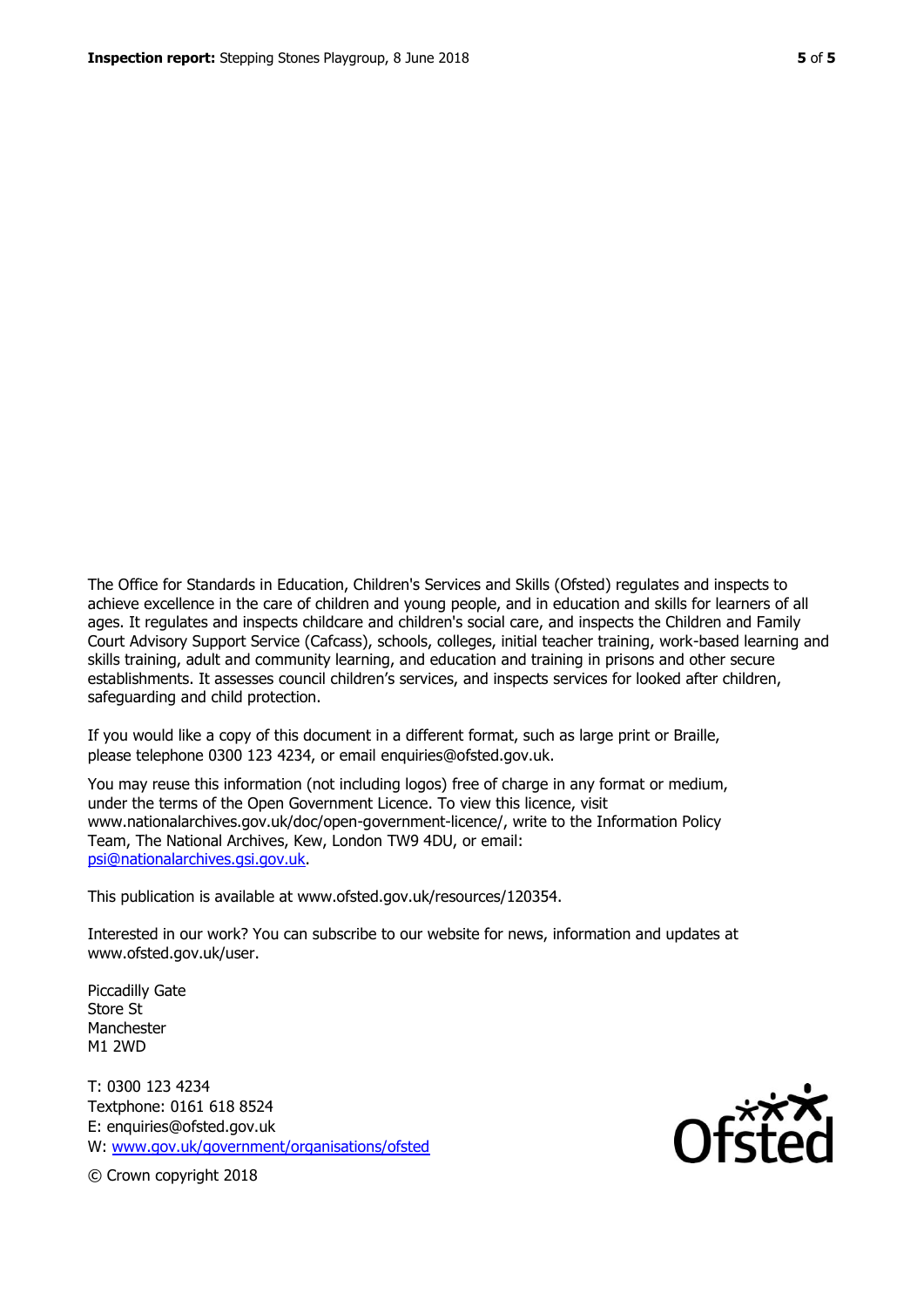The Office for Standards in Education, Children's Services and Skills (Ofsted) regulates and inspects to achieve excellence in the care of children and young people, and in education and skills for learners of all ages. It regulates and inspects childcare and children's social care, and inspects the Children and Family Court Advisory Support Service (Cafcass), schools, colleges, initial teacher training, work-based learning and skills training, adult and community learning, and education and training in prisons and other secure establishments. It assesses council children's services, and inspects services for looked after children, safeguarding and child protection.

If you would like a copy of this document in a different format, such as large print or Braille, please telephone 0300 123 4234, or email enquiries@ofsted.gov.uk.

You may reuse this information (not including logos) free of charge in any format or medium, under the terms of the Open Government Licence. To view this licence, visit www.nationalarchives.gov.uk/doc/open-government-licence/, write to the Information Policy Team, The National Archives, Kew, London TW9 4DU, or email: [psi@nationalarchives.gsi.gov.uk](mailto:psi@nationalarchives.gsi.gov.uk).

This publication is available at www.ofsted.gov.uk/resources/120354.

Interested in our work? You can subscribe to our website for news, information and updates at www.ofsted.gov.uk/user.

Piccadilly Gate  
Store St  
Manchester  
M1 2WD

T: 0300 123 4234  
Textphone: 0161 618 8524  
E: enquiries@ofsted.gov.uk  
W: [www.gov.uk/government/organisations/ofsted](http://www.gov.uk/government/organisations/ofsted)

© Crown copyright 2018